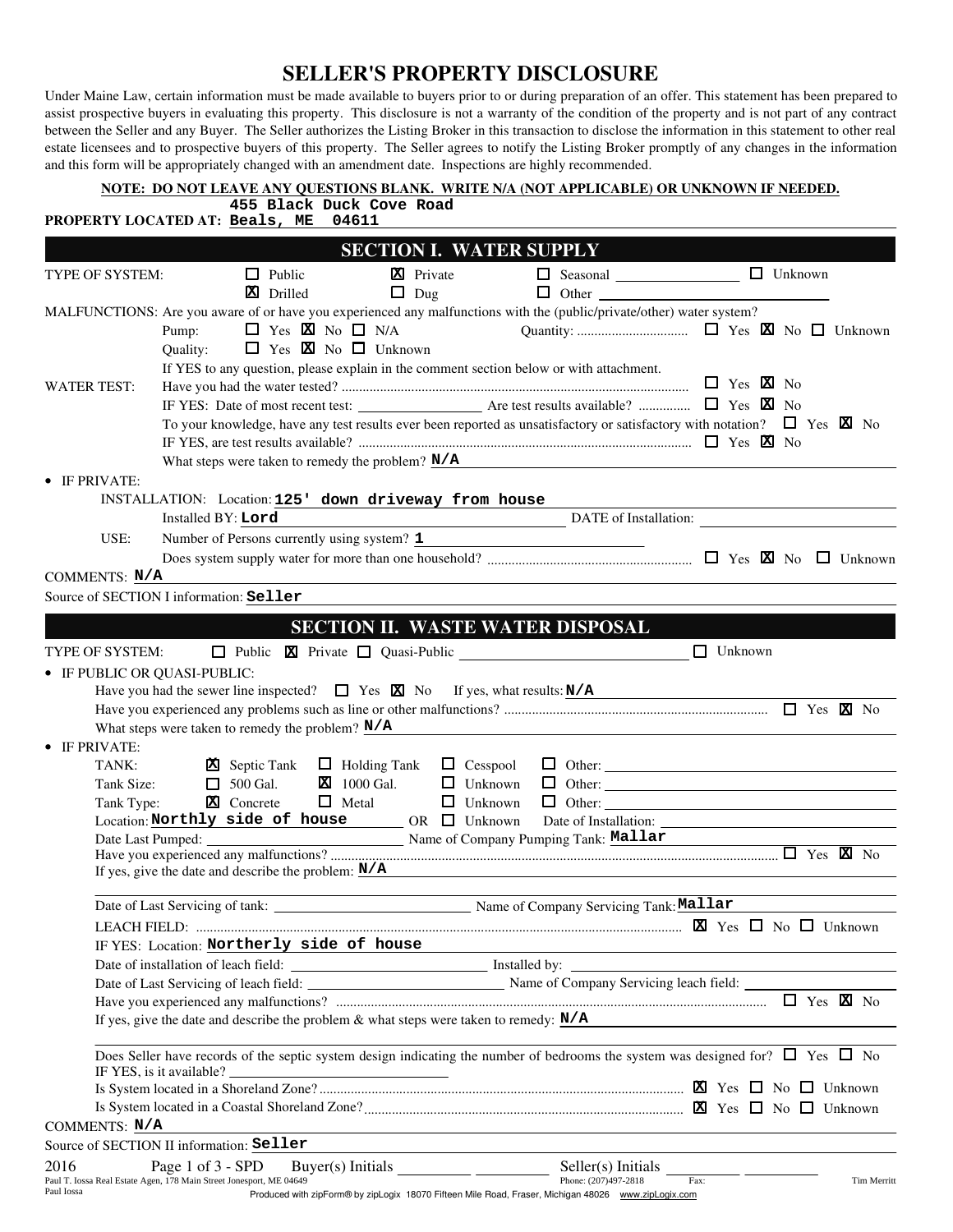# SELLER'S PROPERTY DISCLOSURE

Under Maine Law, certain information must be made available to buyers prior to or during preparation of an offer. This statement has been prepared to assist prospective buyers in evaluating this property. This disclosure is not a warranty of the condition of the property and is not part of any contract between the Seller and any Buyer. The Seller authorizes the Listing Broker in this transaction to disclose the information in this statement to other real estate licensees and to prospective buyers of this property. The Seller agrees to notify the Listing Broker promptly of any changes in the information and this form will be appropriately changed with an amendment date. Inspections are highly recommended.

**NOTE: DO NOT LEAVE ANY QUESTIONS BLANK. WRITE N/A (NOT APPLICABLE) OR UNKNOWN IF NEEDED.**

**PROPERTY LOCATED AT:** 455 Black Duck Cove Road, Beals, ME 04611

## SECTION I. WATER SUPPLY

TYPE OF SYSTEM: ☐ Public ☒ Private ☐ Seasonal ______ ☐ Unknown
☒ Drilled ☐ Dug ☐ Other ______

MALFUNCTIONS: Are you aware of or have you experienced any malfunctions with the (public/private/other) water system?

- Pump: ☐ Yes ☒ No ☐ N/A
- Quantity: ☐ Yes ☒ No ☐ Unknown
- Quality: ☐ Yes ☒ No ☐ Unknown

If YES to any question, please explain in the comment section below or with attachment.

WATER TEST: Have you had the water tested? ☐ Yes ☒ No

IF YES: Date of most recent test: ______ Are test results available? ☐ Yes ☒ No

To your knowledge, have any test results ever been reported as unsatisfactory or satisfactory with notation? ☐ Yes ☒ No

IF YES, are test results available? ☐ Yes ☒ No

What steps were taken to remedy the problem? N/A

- IF PRIVATE:
  - INSTALLATION: Location: 125' down driveway from house
  - Installed BY: Lord DATE of Installation: ______
  - USE: Number of Persons currently using system? 1
  - Does system supply water for more than one household? ☐ Yes ☒ No ☐ Unknown

COMMENTS: N/A

Source of SECTION I information: Seller

## SECTION II. WASTE WATER DISPOSAL

TYPE OF SYSTEM: ☐ Public ☒ Private ☐ Quasi-Public ______ ☐ Unknown

- IF PUBLIC OR QUASI-PUBLIC:
  - Have you had the sewer line inspected? ☐ Yes ☒ No If yes, what results: N/A
  - Have you experienced any problems such as line or other malfunctions? ☐ Yes ☒ No
  - What steps were taken to remedy the problem? N/A
- IF PRIVATE:
  - TANK: ☒ Septic Tank ☐ Holding Tank ☐ Cesspool ☐ Other: ______
  - Tank Size: ☐ 500 Gal. ☒ 1000 Gal. ☐ Unknown ☐ Other: ______
  - Tank Type: ☒ Concrete ☐ Metal ☐ Unknown ☐ Other: ______
  - Location: Northly side of house OR ☐ Unknown Date of Installation: ______
  - Date Last Pumped: ______ Name of Company Pumping Tank: Mallar
  - Have you experienced any malfunctions? ☐ Yes ☒ No
  - If yes, give the date and describe the problem: N/A
  - Date of Last Servicing of tank: ______ Name of Company Servicing Tank: Mallar
  - LEACH FIELD: ☒ Yes ☐ No ☐ Unknown
  - IF YES: Location: Northerly side of house
  - Date of installation of leach field: ______ Installed by: ______
  - Date of Last Servicing of leach field: ______ Name of Company Servicing leach field: ______
  - Have you experienced any malfunctions? ☐ Yes ☒ No
  - If yes, give the date and describe the problem & what steps were taken to remedy: N/A
  - Does Seller have records of the septic system design indicating the number of bedrooms the system was designed for? ☐ Yes ☐ No
  - IF YES, is it available? ______
  - Is System located in a Shoreland Zone? ☒ Yes ☐ No ☐ Unknown
  - Is System located in a Coastal Shoreland Zone? ☒ Yes ☐ No ☐ Unknown

COMMENTS: N/A

Source of SECTION II information: Seller

Buyer(s) Initials ______ ______ Seller(s) Initials ______ ______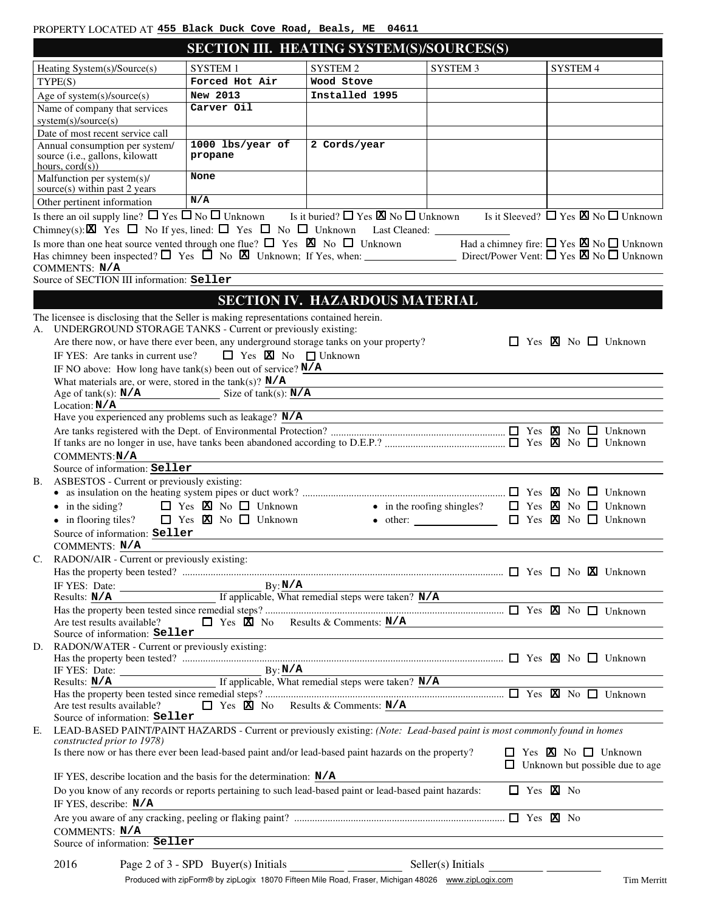PROPERTY LOCATED AT **455 Black Duck Cove Road, Beals, ME 04611**

## SECTION III. HEATING SYSTEM(S)/SOURCES(S)

| Heating System(s)/Source(s) | SYSTEM 1 | SYSTEM 2 | SYSTEM 3 | SYSTEM 4 |
|---|---|---|---|---|
| TYPE(S) | Forced Hot Air | Wood Stove | | |
| Age of system(s)/source(s) | New 2013 | Installed 1995 | | |
| Name of company that services system(s)/source(s) | Carver Oil | | | |
| Date of most recent service call | | | | |
| Annual consumption per system/ source (i.e., gallons, kilowatt hours, cord(s)) | 1000 lbs/year of propane | 2 Cords/year | | |
| Malfunction per system(s)/ source(s) within past 2 years | None | | | |
| Other pertinent information | N/A | | | |

Is there an oil supply line? ☐ Yes ☐ No ☐ Unknown  Is it buried? ☐ Yes ☒ No ☐ Unknown  Is it Sleeved? ☐ Yes ☒ No ☐ Unknown

Chimney(s): ☒ Yes ☐ No If yes, lined: ☐ Yes ☐ No ☐ Unknown  Last Cleaned: ______

Is more than one heat source vented through one flue? ☐ Yes ☒ No ☐ Unknown  Had a chimney fire: ☐ Yes ☒ No ☐ Unknown

Has chimney been inspected? ☐ Yes ☐ No ☒ Unknown; If Yes, when: ______  Direct/Power Vent: ☐ Yes ☒ No ☐ Unknown

COMMENTS: **N/A**

Source of SECTION III information: **Seller**

## SECTION IV. HAZARDOUS MATERIAL

The licensee is disclosing that the Seller is making representations contained herein.

**A.** UNDERGROUND STORAGE TANKS - Current or previously existing:

Are there now, or have there ever been, any underground storage tanks on your property? ☐ Yes ☒ No ☐ Unknown

IF YES: Are tanks in current use? ☐ Yes ☒ No ☐ Unknown

IF NO above: How long have tank(s) been out of service? **N/A**

What materials are, or were, stored in the tank(s)? **N/A**

Age of tank(s): **N/A**  Size of tank(s): **N/A**

Location: **N/A**

Have you experienced any problems such as leakage? **N/A**

Are tanks registered with the Dept. of Environmental Protection? ☐ Yes ☒ No ☐ Unknown

If tanks are no longer in use, have tanks been abandoned according to D.E.P.? ☐ Yes ☒ No ☐ Unknown

COMMENTS: **N/A**

Source of information: **Seller**

**B.** ASBESTOS - Current or previously existing:

- as insulation on the heating system pipes or duct work? ☐ Yes ☒ No ☐ Unknown
- in the siding? ☐ Yes ☒ No ☐ Unknown
- in the roofing shingles? ☐ Yes ☒ No ☐ Unknown
- in flooring tiles? ☐ Yes ☒ No ☐ Unknown
- other: ______ ☐ Yes ☒ No ☐ Unknown

Source of information: **Seller**

COMMENTS: **N/A**

**C.** RADON/AIR - Current or previously existing:

Has the property been tested? ☐ Yes ☐ No ☒ Unknown

IF YES: Date: ______ By: **N/A**

Results: **N/A**  If applicable, What remedial steps were taken? **N/A**

Has the property been tested since remedial steps? ☐ Yes ☒ No ☐ Unknown

Are test results available? ☐ Yes ☒ No  Results & Comments: **N/A**

Source of information: **Seller**

**D.** RADON/WATER - Current or previously existing:

Has the property been tested? ☐ Yes ☒ No ☐ Unknown

IF YES: Date: ______ By: **N/A**

Results: **N/A**  If applicable, What remedial steps were taken? **N/A**

Has the property been tested since remedial steps? ☐ Yes ☒ No ☐ Unknown

Are test results available? ☐ Yes ☒ No  Results & Comments: **N/A**

Source of information: **Seller**

**E.** LEAD-BASED PAINT/PAINT HAZARDS - Current or previously existing: *(Note: Lead-based paint is most commonly found in homes constructed prior to 1978)*

Is there now or has there ever been lead-based paint and/or lead-based paint hazards on the property? ☐ Yes ☒ No ☐ Unknown ☐ Unknown but possible due to age

IF YES, describe location and the basis for the determination: **N/A**

Do you know of any records or reports pertaining to such lead-based paint or lead-based paint hazards: ☐ Yes ☒ No

IF YES, describe: **N/A**

Are you aware of any cracking, peeling or flaking paint? ☐ Yes ☒ No

COMMENTS: **N/A**

Source of information: **Seller**

2016  SPD Buyer(s) Initials ______ ______  Seller(s) Initials ______ ______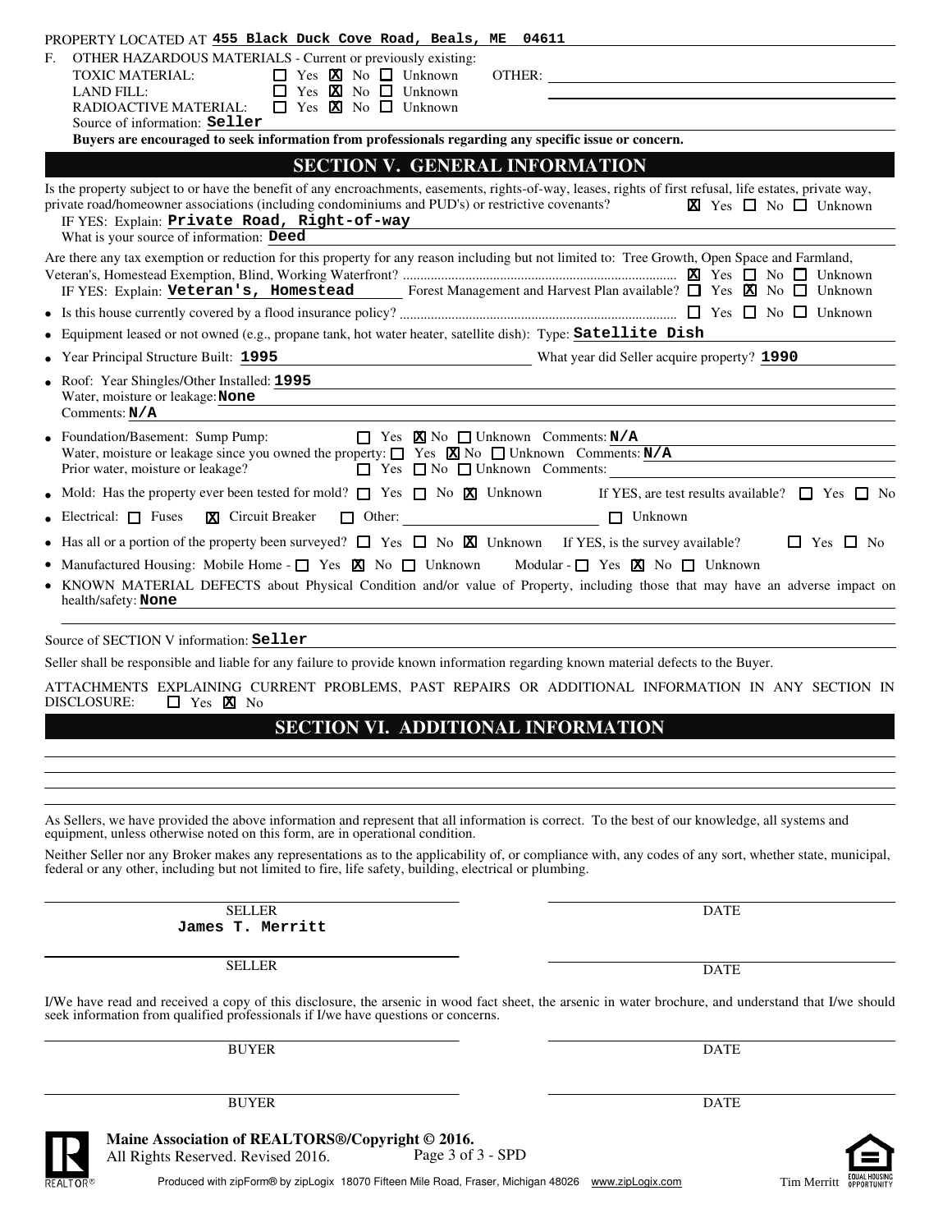PROPERTY LOCATED AT **455 Black Duck Cove Road, Beals, ME 04611**

F. OTHER HAZARDOUS MATERIALS - Current or previously existing:

TOXIC MATERIAL: ☐ Yes ☒ No ☐ Unknown OTHER:

LAND FILL: ☐ Yes ☒ No ☐ Unknown

RADIOACTIVE MATERIAL: ☐ Yes ☒ No ☐ Unknown

Source of information: **Seller**

**Buyers are encouraged to seek information from professionals regarding any specific issue or concern.**

## SECTION V. GENERAL INFORMATION

Is the property subject to or have the benefit of any encroachments, easements, rights-of-way, leases, rights of first refusal, life estates, private way, private road/homeowner associations (including condominiums and PUD's) or restrictive covenants? ☒ Yes ☐ No ☐ Unknown

IF YES: Explain: **Private Road, Right-of-way**

What is your source of information: **Deed**

Are there any tax exemption or reduction for this property for any reason including but not limited to: Tree Growth, Open Space and Farmland, Veteran's, Homestead Exemption, Blind, Working Waterfront? ☒ Yes ☐ No ☐ Unknown

IF YES: Explain: **Veteran's, Homestead** Forest Management and Harvest Plan available? ☐ Yes ☒ No ☐ Unknown

- Is this house currently covered by a flood insurance policy? ☐ Yes ☐ No ☐ Unknown
- Equipment leased or not owned (e.g., propane tank, hot water heater, satellite dish): Type: **Satellite Dish**
- Year Principal Structure Built: **1995** What year did Seller acquire property? **1990**
- Roof: Year Shingles/Other Installed: **1995**
  Water, moisture or leakage: **None**
  Comments: **N/A**
- Foundation/Basement: Sump Pump: ☐ Yes ☒ No ☐ Unknown Comments: **N/A**
  Water, moisture or leakage since you owned the property: ☐ Yes ☒ No ☐ Unknown Comments: **N/A**
  Prior water, moisture or leakage? ☐ Yes ☐ No ☐ Unknown Comments:
- Mold: Has the property ever been tested for mold? ☐ Yes ☐ No ☒ Unknown If YES, are test results available? ☐ Yes ☐ No
- Electrical: ☐ Fuses ☒ Circuit Breaker ☐ Other: ☐ Unknown
- Has all or a portion of the property been surveyed? ☐ Yes ☐ No ☒ Unknown If YES, is the survey available? ☐ Yes ☐ No
- Manufactured Housing: Mobile Home - ☐ Yes ☒ No ☐ Unknown Modular - ☐ Yes ☒ No ☐ Unknown
- KNOWN MATERIAL DEFECTS about Physical Condition and/or value of Property, including those that may have an adverse impact on health/safety: **None**

Source of SECTION V information: **Seller**

Seller shall be responsible and liable for any failure to provide known information regarding known material defects to the Buyer.

ATTACHMENTS EXPLAINING CURRENT PROBLEMS, PAST REPAIRS OR ADDITIONAL INFORMATION IN ANY SECTION IN DISCLOSURE: ☐ Yes ☒ No

## SECTION VI. ADDITIONAL INFORMATION

As Sellers, we have provided the above information and represent that all information is correct. To the best of our knowledge, all systems and equipment, unless otherwise noted on this form, are in operational condition.

Neither Seller nor any Broker makes any representations as to the applicability of, or compliance with, any codes of any sort, whether state, municipal, federal or any other, including but not limited to fire, life safety, building, electrical or plumbing.

SELLER **James T. Merritt** DATE

SELLER DATE

I/We have read and received a copy of this disclosure, the arsenic in wood fact sheet, the arsenic in water brochure, and understand that I/we should seek information from qualified professionals if I/we have questions or concerns.

BUYER DATE

BUYER DATE

**Maine Association of REALTORS®/Copyright © 2016.**
All Rights Reserved. Revised 2016.

Produced with zipForm® by zipLogix 18070 Fifteen Mile Road, Fraser, Michigan 48026 www.zipLogix.com Tim Merritt